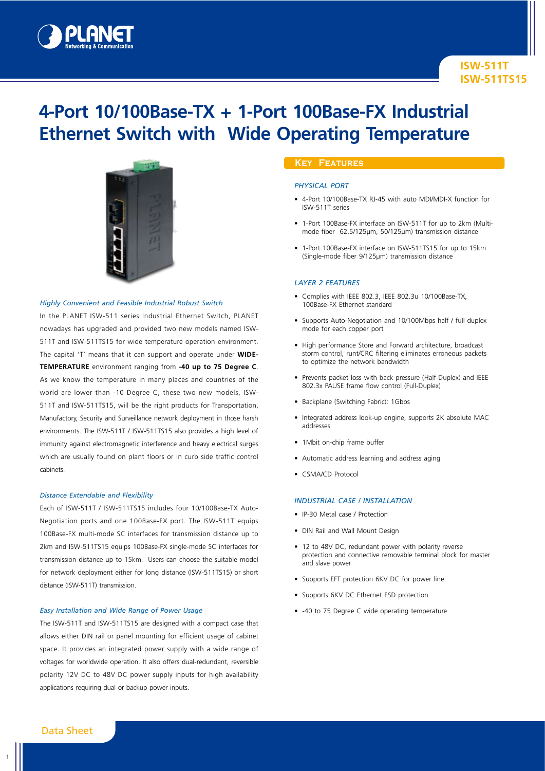ISW-511T
ISW-511TS15

# 4-Port 10/100Base-TX + 1-Port 100Base-FX Industrial Ethernet Switch with Wide Operating Temperature

### *Highly Convenient and Feasible Industrial Robust Switch*

In the PLANET ISW-511 series Industrial Ethernet Switch, PLANET nowadays has upgraded and provided two new models named ISW-511T and ISW-511TS15 for wide temperature operation environment. The capital 'T' means that it can support and operate under **WIDE-TEMPERATURE** environment ranging from **-40 up to 75 Degree C**. As we know the temperature in many places and countries of the world are lower than -10 Degree C, these two new models, ISW-511T and ISW-511TS15, will be the right products for Transportation, Manufactory, Security and Surveillance network deployment in those harsh environments. The ISW-511T / ISW-511TS15 also provides a high level of immunity against electromagnetic interference and heavy electrical surges which are usually found on plant floors or in curb side traffic control cabinets.

### *Distance Extendable and Flexibility*

Each of ISW-511T / ISW-511TS15 includes four 10/100Base-TX Auto-Negotiation ports and one 100Base-FX port. The ISW-511T equips 100Base-FX multi-mode SC interfaces for transmission distance up to 2km and ISW-511TS15 equips 100Base-FX single-mode SC interfaces for transmission distance up to 15km. Users can choose the suitable model for network deployment either for long distance (ISW-511TS15) or short distance (ISW-511T) transmission.

### *Easy Installation and Wide Range of Power Usage*

The ISW-511T and ISW-511TS15 are designed with a compact case that allows either DIN rail or panel mounting for efficient usage of cabinet space. It provides an integrated power supply with a wide range of voltages for worldwide operation. It also offers dual-redundant, reversible polarity 12V DC to 48V DC power supply inputs for high availability applications requiring dual or backup power inputs.

## Key Features

### *PHYSICAL PORT*

- 4-Port 10/100Base-TX RJ-45 with auto MDI/MDI-X function for ISW-511T series
- 1-Port 100Base-FX interface on ISW-511T for up to 2km (Multi-mode fiber 62.5/125μm, 50/125μm) transmission distance
- 1-Port 100Base-FX interface on ISW-511TS15 for up to 15km (Single-mode fiber 9/125μm) transmission distance

### *LAYER 2 FEATURES*

- Complies with IEEE 802.3, IEEE 802.3u 10/100Base-TX, 100Base-FX Ethernet standard
- Supports Auto-Negotiation and 10/100Mbps half / full duplex mode for each copper port
- High performance Store and Forward architecture, broadcast storm control, runt/CRC filtering eliminates erroneous packets to optimize the network bandwidth
- Prevents packet loss with back pressure (Half-Duplex) and IEEE 802.3x PAUSE frame flow control (Full-Duplex)
- Backplane (Switching Fabric): 1Gbps
- Integrated address look-up engine, supports 2K absolute MAC addresses
- 1Mbit on-chip frame buffer
- Automatic address learning and address aging
- CSMA/CD Protocol

### *INDUSTRIAL CASE / INSTALLATION*

- IP-30 Metal case / Protection
- DIN Rail and Wall Mount Design
- 12 to 48V DC, redundant power with polarity reverse protection and connective removable terminal block for master and slave power
- Supports EFT protection 6KV DC for power line
- Supports 6KV DC Ethernet ESD protection
- -40 to 75 Degree C wide operating temperature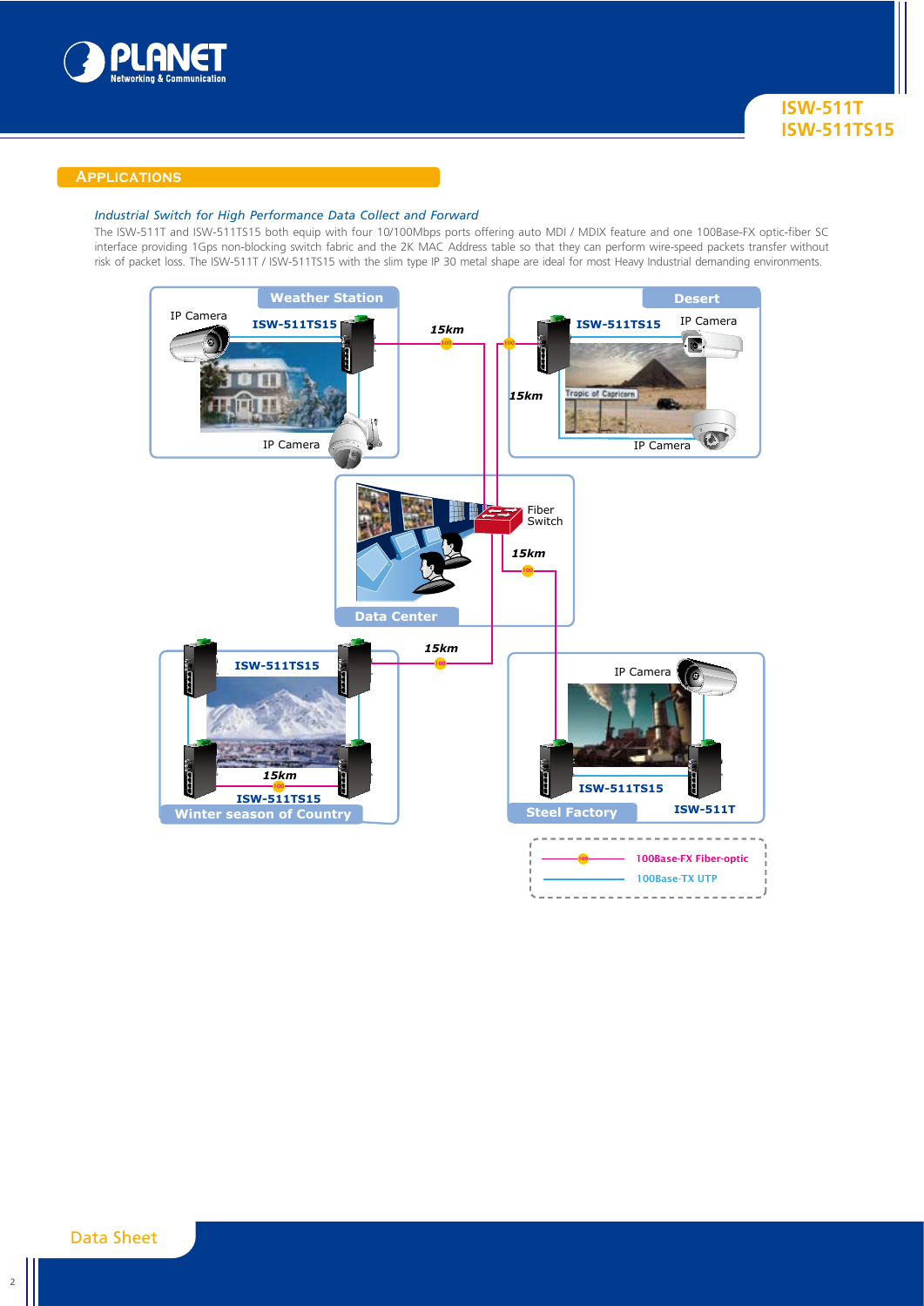## Applications

*Industrial Switch for High Performance Data Collect and Forward*

The ISW-511T and ISW-511TS15 both equip with four 10/100Mbps ports offering auto MDI / MDIX feature and one 100Base-FX optic-fiber SC interface providing 1Gps non-blocking switch fabric and the 2K MAC Address table so that they can perform wire-speed packets transfer without risk of packet loss. The ISW-511T / ISW-511TS15 with the slim type IP 30 metal shape are ideal for most Heavy Industrial demanding environments.

Weather Station
IP Camera
ISW-511TS15
IP Camera
15km
Desert
ISW-511TS15
IP Camera
15km
IP Camera
Fiber Switch
15km
Data Center
15km
ISW-511TS15
15km
ISW-511TS15
Winter season of Country
IP Camera
ISW-511TS15
Steel Factory
ISW-511T

100Base-FX Fiber-optic
100Base-TX UTP